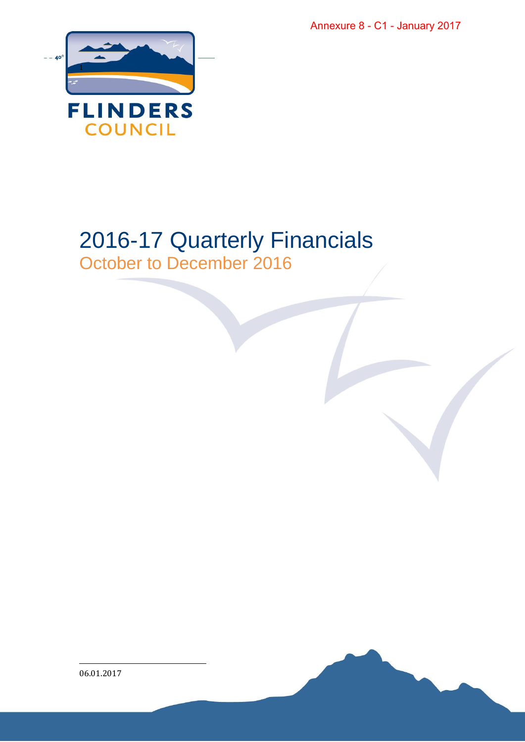Annexure 8 - C1 - January 2017

FLINDERS
COUNCIL

# 2016-17 Quarterly Financials

## October to December 2016

06.01.2017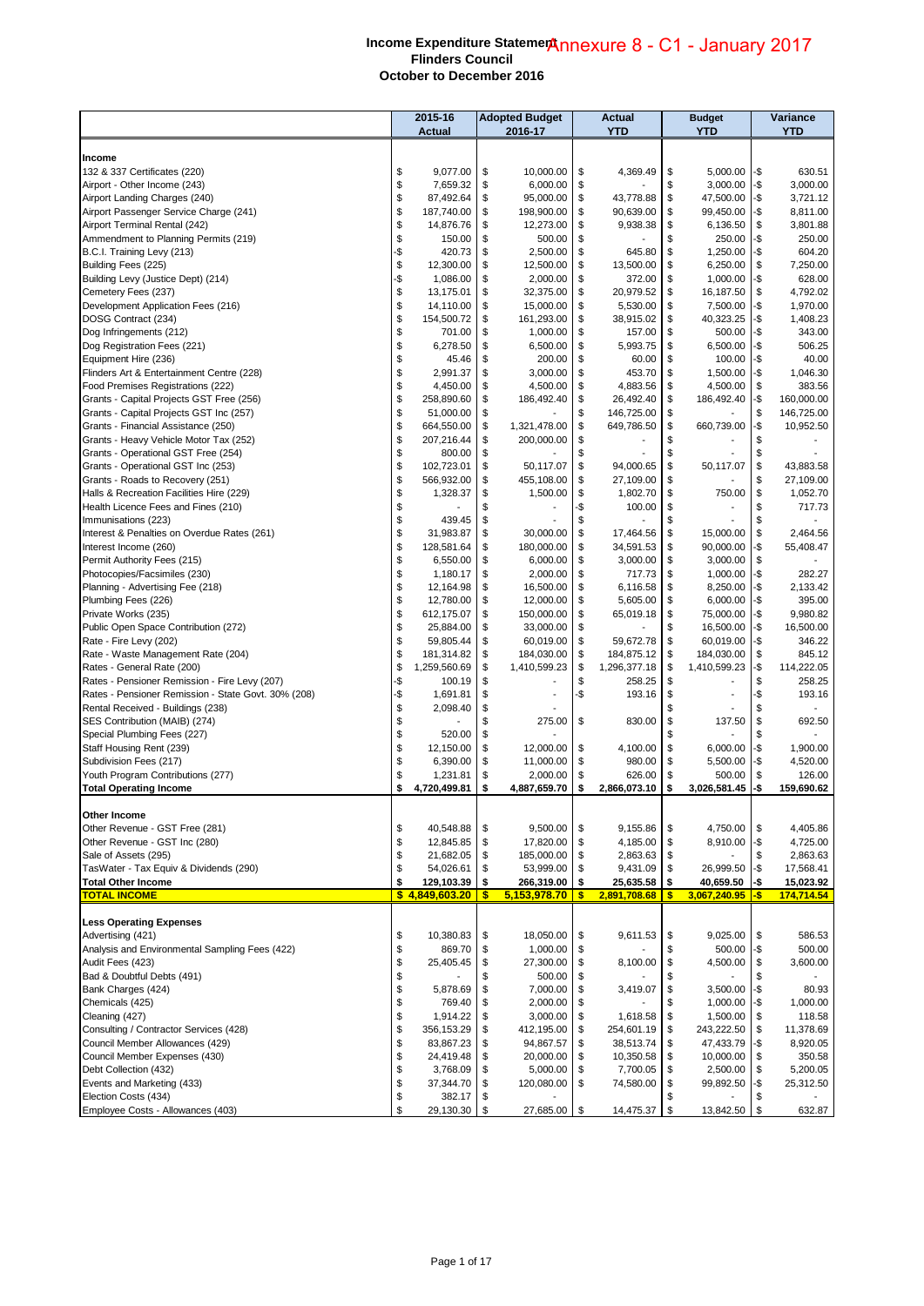# Income Expenditure Statement

Annexure 8 - C1 - January 2017

**Flinders Council**

**October to December 2016**

| | 2015-16 Actual | Adopted Budget 2016-17 | Actual YTD | Budget YTD | Variance YTD |
|---|---|---|---|---|---|
| **Income** | | | | | |
| 132 & 337 Certificates (220) | $ 9,077.00 | $ 10,000.00 | $ 4,369.49 | $ 5,000.00 | -$ 630.51 |
| Airport - Other Income (243) | $ 7,659.32 | $ 6,000.00 | $ - | $ 3,000.00 | -$ 3,000.00 |
| Airport Landing Charges (240) | $ 87,492.64 | $ 95,000.00 | $ 43,778.88 | $ 47,500.00 | -$ 3,721.12 |
| Airport Passenger Service Charge (241) | $ 187,740.00 | $ 198,900.00 | $ 90,639.00 | $ 99,450.00 | -$ 8,811.00 |
| Airport Terminal Rental (242) | $ 14,876.76 | $ 12,273.00 | $ 9,938.38 | $ 6,136.50 | $ 3,801.88 |
| Ammendment to Planning Permits (219) | $ 150.00 | $ 500.00 | $ - | $ 250.00 | -$ 250.00 |
| B.C.I. Training Levy (213) | -$ 420.73 | $ 2,500.00 | $ 645.80 | $ 1,250.00 | -$ 604.20 |
| Building Fees (225) | $ 12,300.00 | $ 12,500.00 | $ 13,500.00 | $ 6,250.00 | $ 7,250.00 |
| Building Levy (Justice Dept) (214) | -$ 1,086.00 | $ 2,000.00 | $ 372.00 | $ 1,000.00 | -$ 628.00 |
| Cemetery Fees (237) | $ 13,175.01 | $ 32,375.00 | $ 20,979.52 | $ 16,187.50 | $ 4,792.02 |
| Development Application Fees (216) | $ 14,110.00 | $ 15,000.00 | $ 5,530.00 | $ 7,500.00 | -$ 1,970.00 |
| DOSG Contract (234) | $ 154,500.72 | $ 161,293.00 | $ 38,915.02 | $ 40,323.25 | -$ 1,408.23 |
| Dog Infringements (212) | $ 701.00 | $ 1,000.00 | $ 157.00 | $ 500.00 | -$ 343.00 |
| Dog Registration Fees (221) | $ 6,278.50 | $ 6,500.00 | $ 5,993.75 | $ 6,500.00 | -$ 506.25 |
| Equipment Hire (236) | $ 45.46 | $ 200.00 | $ 60.00 | $ 100.00 | -$ 40.00 |
| Flinders Art & Entertainment Centre (228) | $ 2,991.37 | $ 3,000.00 | $ 453.70 | $ 1,500.00 | -$ 1,046.30 |
| Food Premises Registrations (222) | $ 4,450.00 | $ 4,500.00 | $ 4,883.56 | $ 4,500.00 | $ 383.56 |
| Grants - Capital Projects GST Free (256) | $ 258,890.60 | $ 186,492.40 | $ 26,492.40 | $ 186,492.40 | -$ 160,000.00 |
| Grants - Capital Projects GST Inc (257) | $ 51,000.00 | $ - | $ 146,725.00 | $ - | $ 146,725.00 |
| Grants - Financial Assistance (250) | $ 664,550.00 | $ 1,321,478.00 | $ 649,786.50 | $ 660,739.00 | -$ 10,952.50 |
| Grants - Heavy Vehicle Motor Tax (252) | $ 207,216.44 | $ 200,000.00 | $ - | $ - | $ - |
| Grants - Operational GST Free (254) | $ 800.00 | $ - | $ - | $ - | $ - |
| Grants - Operational GST Inc (253) | $ 102,723.01 | $ 50,117.07 | $ 94,000.65 | $ 50,117.07 | $ 43,883.58 |
| Grants - Roads to Recovery (251) | $ 566,932.00 | $ 455,108.00 | $ 27,109.00 | $ - | $ 27,109.00 |
| Halls & Recreation Facilities Hire (229) | $ 1,328.37 | $ 1,500.00 | $ 1,802.70 | $ 750.00 | $ 1,052.70 |
| Health Licence Fees and Fines (210) | $ - | $ - | -$ 100.00 | $ - | $ 717.73 |
| Immunisations (223) | $ 439.45 | $ - | $ - | $ - | $ - |
| Interest & Penalties on Overdue Rates (261) | $ 31,983.87 | $ 30,000.00 | $ 17,464.56 | $ 15,000.00 | $ 2,464.56 |
| Interest Income (260) | $ 128,581.64 | $ 180,000.00 | $ 34,591.53 | $ 90,000.00 | -$ 55,408.47 |
| Permit Authority Fees (215) | $ 6,550.00 | $ 6,000.00 | $ 3,000.00 | $ 3,000.00 | $ - |
| Photocopies/Facsimiles (230) | $ 1,180.17 | $ 2,000.00 | $ 717.73 | $ 1,000.00 | -$ 282.27 |
| Planning - Advertising Fee (218) | $ 12,164.98 | $ 16,500.00 | $ 6,116.58 | $ 8,250.00 | -$ 2,133.42 |
| Plumbing Fees (226) | $ 12,780.00 | $ 12,000.00 | $ 5,605.00 | $ 6,000.00 | -$ 395.00 |
| Private Works (235) | $ 612,175.07 | $ 150,000.00 | $ 65,019.18 | $ 75,000.00 | -$ 9,980.82 |
| Public Open Space Contribution (272) | $ 25,884.00 | $ 33,000.00 | $ - | $ 16,500.00 | -$ 16,500.00 |
| Rate - Fire Levy (202) | $ 59,805.44 | $ 60,019.00 | $ 59,672.78 | $ 60,019.00 | -$ 346.22 |
| Rate - Waste Management Rate (204) | $ 181,314.82 | $ 184,030.00 | $ 184,875.12 | $ 184,030.00 | $ 845.12 |
| Rates - General Rate (200) | $ 1,259,560.69 | $ 1,410,599.23 | $ 1,296,377.18 | $ 1,410,599.23 | -$ 114,222.05 |
| Rates - Pensioner Remission - Fire Levy (207) | -$ 100.19 | $ - | $ 258.25 | $ - | $ 258.25 |
| Rates - Pensioner Remission - State Govt. 30% (208) | -$ 1,691.81 | $ - | -$ 193.16 | $ - | -$ 193.16 |
| Rental Received - Buildings (238) | $ 2,098.40 | $ - | | $ - | $ - |
| SES Contribution (MAIB) (274) | $ - | $ 275.00 | $ 830.00 | $ 137.50 | $ 692.50 |
| Special Plumbing Fees (227) | $ 520.00 | $ - | | $ - | $ - |
| Staff Housing Rent (239) | $ 12,150.00 | $ 12,000.00 | $ 4,100.00 | $ 6,000.00 | -$ 1,900.00 |
| Subdivision Fees (217) | $ 6,390.00 | $ 11,000.00 | $ 980.00 | $ 5,500.00 | -$ 4,520.00 |
| Youth Program Contributions (277) | $ 1,231.81 | $ 2,000.00 | $ 626.00 | $ 500.00 | $ 126.00 |
| **Total Operating Income** | **$ 4,720,499.81** | **$ 4,887,659.70** | **$ 2,866,073.10** | **$ 3,026,581.45** | **-$ 159,690.62** |
| **Other Income** | | | | | |
| Other Revenue - GST Free (281) | $ 40,548.88 | $ 9,500.00 | $ 9,155.86 | $ 4,750.00 | $ 4,405.86 |
| Other Revenue - GST Inc (280) | $ 12,845.85 | $ 17,820.00 | $ 4,185.00 | $ 8,910.00 | -$ 4,725.00 |
| Sale of Assets (295) | $ 21,682.05 | $ 185,000.00 | $ 2,863.63 | $ - | $ 2,863.63 |
| TasWater - Tax Equiv & Dividends (290) | $ 54,026.61 | $ 53,999.00 | $ 9,431.09 | $ 26,999.50 | -$ 17,568.41 |
| **Total Other Income** | **$ 129,103.39** | **$ 266,319.00** | **$ 25,635.58** | **$ 40,659.50** | **-$ 15,023.92** |
| **TOTAL INCOME** | **$ 4,849,603.20** | **$ 5,153,978.70** | **$ 2,891,708.68** | **$ 3,067,240.95** | **-$ 174,714.54** |
| **Less Operating Expenses** | | | | | |
| Advertising (421) | $ 10,380.83 | $ 18,050.00 | $ 9,611.53 | $ 9,025.00 | $ 586.53 |
| Analysis and Environmental Sampling Fees (422) | $ 869.70 | $ 1,000.00 | $ - | $ 500.00 | -$ 500.00 |
| Audit Fees (423) | $ 25,405.45 | $ 27,300.00 | $ 8,100.00 | $ 4,500.00 | $ 3,600.00 |
| Bad & Doubtful Debts (491) | $ - | $ 500.00 | $ - | $ - | $ - |
| Bank Charges (424) | $ 5,878.69 | $ 7,000.00 | $ 3,419.07 | $ 3,500.00 | -$ 80.93 |
| Chemicals (425) | $ 769.40 | $ 2,000.00 | $ - | $ 1,000.00 | -$ 1,000.00 |
| Cleaning (427) | $ 1,914.22 | $ 3,000.00 | $ 1,618.58 | $ 1,500.00 | $ 118.58 |
| Consulting / Contractor Services (428) | $ 356,153.29 | $ 412,195.00 | $ 254,601.19 | $ 243,222.50 | $ 11,378.69 |
| Council Member Allowances (429) | $ 83,867.23 | $ 94,867.57 | $ 38,513.74 | $ 47,433.79 | -$ 8,920.05 |
| Council Member Expenses (430) | $ 24,419.48 | $ 20,000.00 | $ 10,350.58 | $ 10,000.00 | $ 350.58 |
| Debt Collection (432) | $ 3,768.09 | $ 5,000.00 | $ 7,700.05 | $ 2,500.00 | $ 5,200.05 |
| Events and Marketing (433) | $ 37,344.70 | $ 120,080.00 | $ 74,580.00 | $ 99,892.50 | -$ 25,312.50 |
| Election Costs (434) | $ 382.17 | $ - | | $ - | $ - |
| Employee Costs - Allowances (403) | $ 29,130.30 | $ 27,685.00 | $ 14,475.37 | $ 13,842.50 | $ 632.87 |